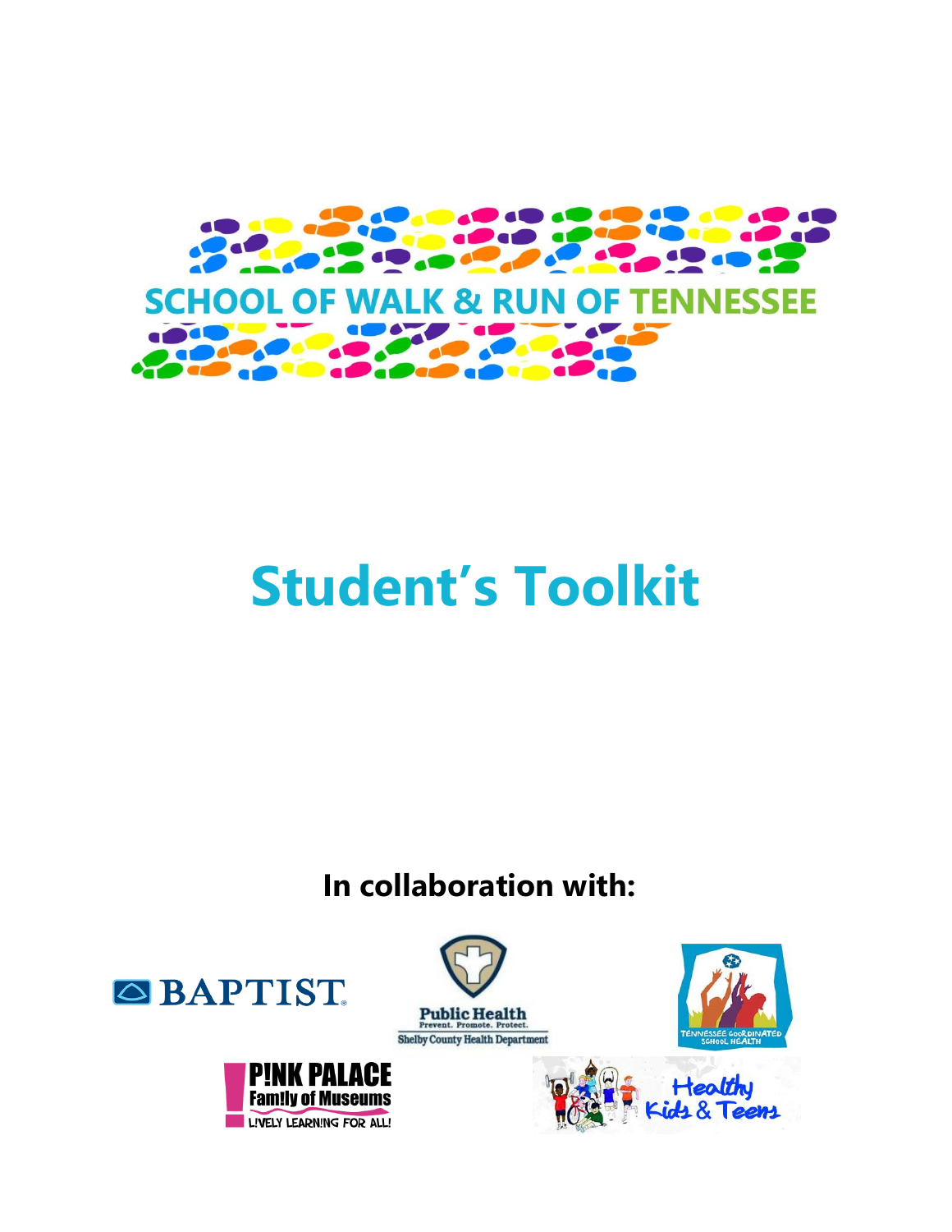# SCHOOL OF WALK & RUN OF TENNESSEE

# Student's Toolkit

**In collaboration with:**

BAPTIST

Public Health
Prevent. Promote. Protect.
Shelby County Health Department

Tennessee Coordinated School Health

P!NK PALACE
Fam!ly of Museums
L!VELY LEARN!NG FOR ALL!

Healthy Kids & Teens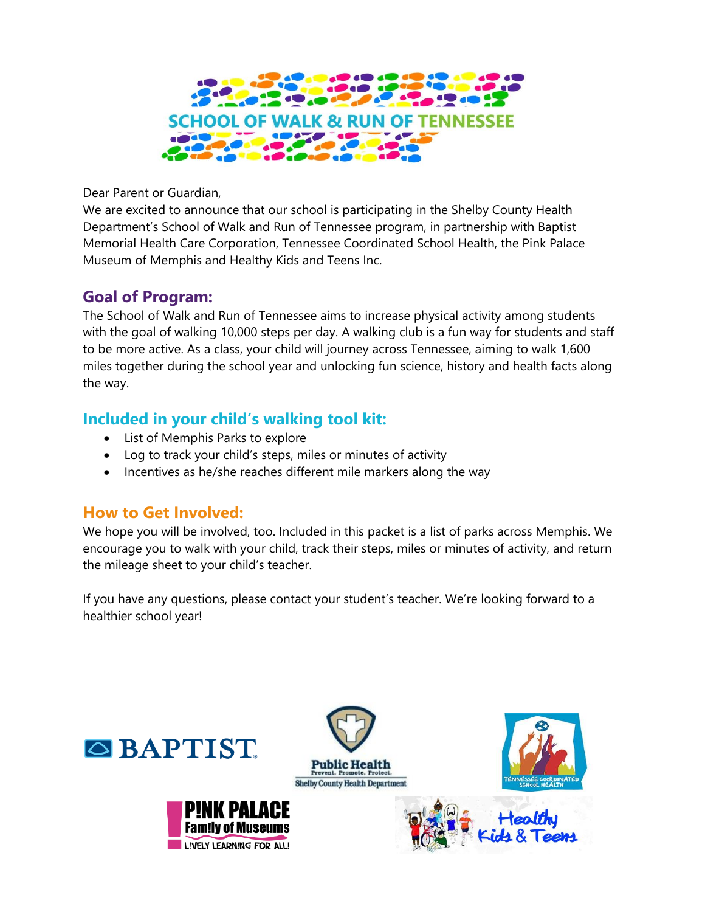# SCHOOL OF WALK & RUN OF TENNESSEE

Dear Parent or Guardian,
We are excited to announce that our school is participating in the Shelby County Health Department's School of Walk and Run of Tennessee program, in partnership with Baptist Memorial Health Care Corporation, Tennessee Coordinated School Health, the Pink Palace Museum of Memphis and Healthy Kids and Teens Inc.

## Goal of Program:

The School of Walk and Run of Tennessee aims to increase physical activity among students with the goal of walking 10,000 steps per day. A walking club is a fun way for students and staff to be more active. As a class, your child will journey across Tennessee, aiming to walk 1,600 miles together during the school year and unlocking fun science, history and health facts along the way.

## Included in your child's walking tool kit:

- List of Memphis Parks to explore
- Log to track your child's steps, miles or minutes of activity
- Incentives as he/she reaches different mile markers along the way

## How to Get Involved:

We hope you will be involved, too. Included in this packet is a list of parks across Memphis. We encourage you to walk with your child, track their steps, miles or minutes of activity, and return the mileage sheet to your child's teacher.

If you have any questions, please contact your student's teacher. We're looking forward to a healthier school year!

BAPTIST

Public Health
Prevent. Promote. Protect.
Shelby County Health Department

Tennessee Coordinated School Health

P!NK PALACE
Fam!ly of Museums
L!VELY LEARN!NG FOR ALL!

Healthy Kids & Teens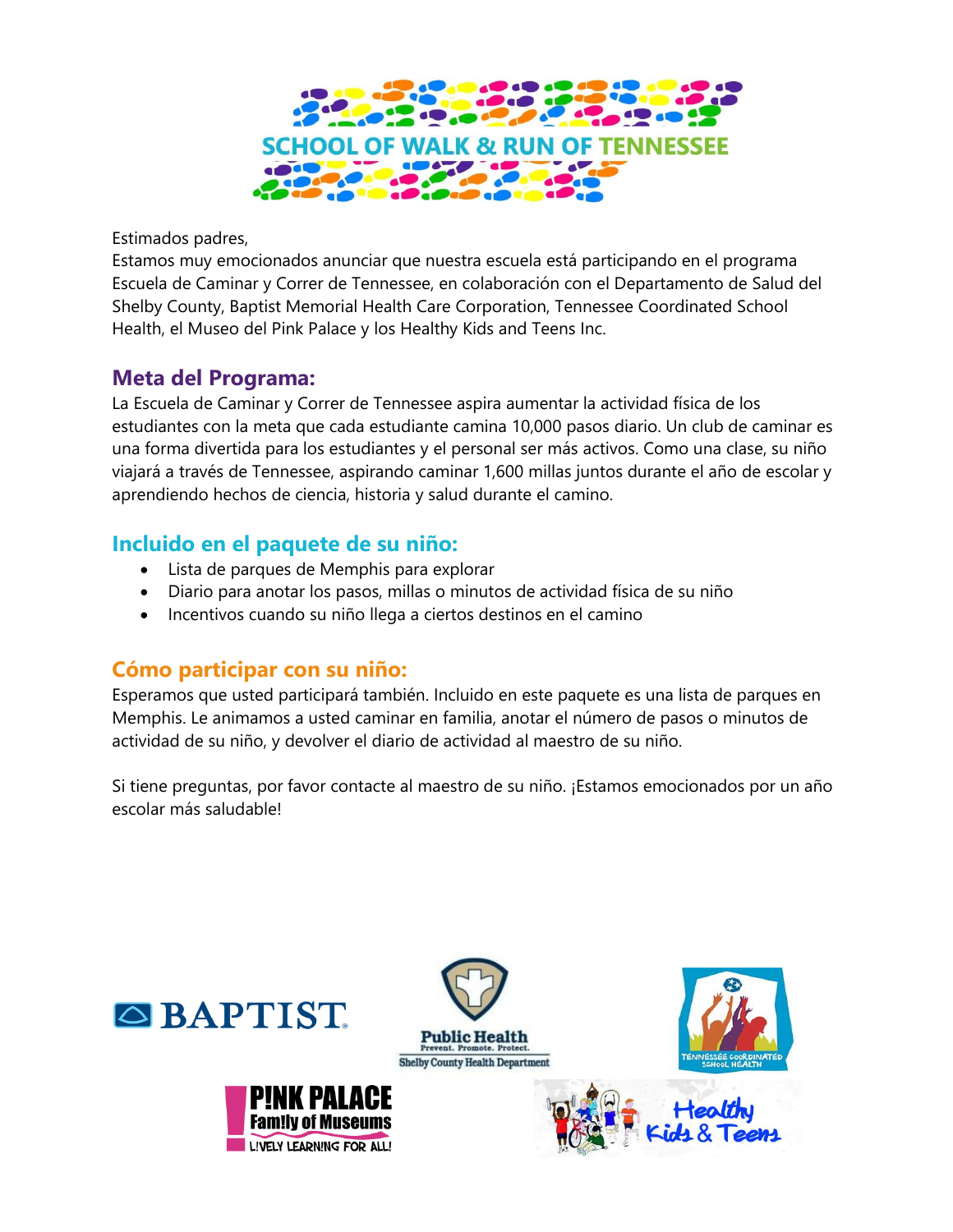# SCHOOL OF WALK & RUN OF TENNESSEE

Estimados padres,
Estamos muy emocionados anunciar que nuestra escuela está participando en el programa Escuela de Caminar y Correr de Tennessee, en colaboración con el Departamento de Salud del Shelby County, Baptist Memorial Health Care Corporation, Tennessee Coordinated School Health, el Museo del Pink Palace y los Healthy Kids and Teens Inc.

## Meta del Programa:

La Escuela de Caminar y Correr de Tennessee aspira aumentar la actividad física de los estudiantes con la meta que cada estudiante camina 10,000 pasos diario. Un club de caminar es una forma divertida para los estudiantes y el personal ser más activos. Como una clase, su niño viajará a través de Tennessee, aspirando caminar 1,600 millas juntos durante el año de escolar y aprendiendo hechos de ciencia, historia y salud durante el camino.

## Incluido en el paquete de su niño:

- Lista de parques de Memphis para explorar
- Diario para anotar los pasos, millas o minutos de actividad física de su niño
- Incentivos cuando su niño llega a ciertos destinos en el camino

## Cómo participar con su niño:

Esperamos que usted participará también. Incluido en este paquete es una lista de parques en Memphis. Le animamos a usted caminar en familia, anotar el número de pasos o minutos de actividad de su niño, y devolver el diario de actividad al maestro de su niño.

Si tiene preguntas, por favor contacte al maestro de su niño. ¡Estamos emocionados por un año escolar más saludable!

BAPTIST.

Public Health
Prevent. Promote. Protect.
Shelby County Health Department

TENNESSEE COORDINATED SCHOOL HEALTH

PINK PALACE Family of Museums
LIVELY LEARNING FOR ALL!

Healthy Kids & Teens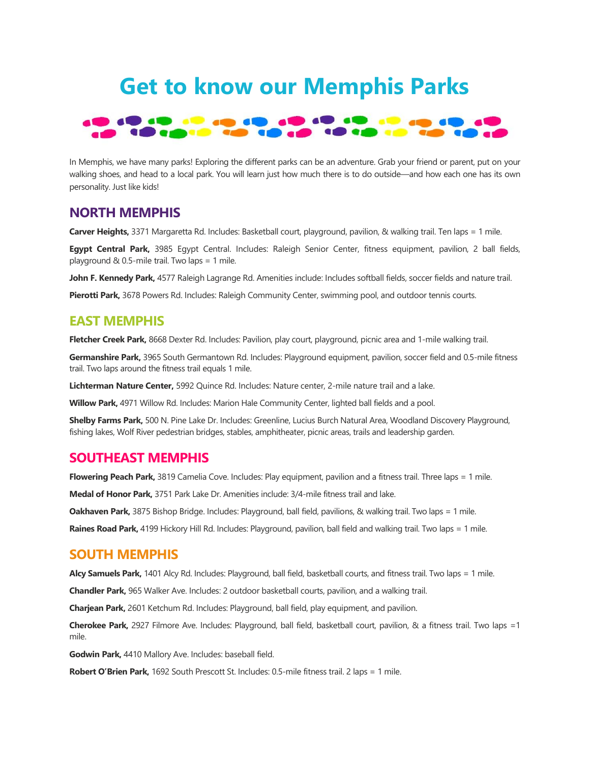# Get to know our Memphis Parks

In Memphis, we have many parks! Exploring the different parks can be an adventure. Grab your friend or parent, put on your walking shoes, and head to a local park. You will learn just how much there is to do outside—and how each one has its own personality. Just like kids!

## NORTH MEMPHIS

**Carver Heights,** 3371 Margaretta Rd. Includes: Basketball court, playground, pavilion, & walking trail. Ten laps = 1 mile.

**Egypt Central Park,** 3985 Egypt Central. Includes: Raleigh Senior Center, fitness equipment, pavilion, 2 ball fields, playground & 0.5-mile trail. Two laps = 1 mile.

**John F. Kennedy Park,** 4577 Raleigh Lagrange Rd. Amenities include: Includes softball fields, soccer fields and nature trail.

**Pierotti Park,** 3678 Powers Rd. Includes: Raleigh Community Center, swimming pool, and outdoor tennis courts.

## EAST MEMPHIS

**Fletcher Creek Park,** 8668 Dexter Rd. Includes: Pavilion, play court, playground, picnic area and 1-mile walking trail.

**Germanshire Park,** 3965 South Germantown Rd. Includes: Playground equipment, pavilion, soccer field and 0.5-mile fitness trail. Two laps around the fitness trail equals 1 mile.

**Lichterman Nature Center,** 5992 Quince Rd. Includes: Nature center, 2-mile nature trail and a lake.

**Willow Park,** 4971 Willow Rd. Includes: Marion Hale Community Center, lighted ball fields and a pool.

**Shelby Farms Park,** 500 N. Pine Lake Dr. Includes: Greenline, Lucius Burch Natural Area, Woodland Discovery Playground, fishing lakes, Wolf River pedestrian bridges, stables, amphitheater, picnic areas, trails and leadership garden.

## SOUTHEAST MEMPHIS

**Flowering Peach Park,** 3819 Camelia Cove. Includes: Play equipment, pavilion and a fitness trail. Three laps = 1 mile.

**Medal of Honor Park,** 3751 Park Lake Dr. Amenities include: 3/4-mile fitness trail and lake.

**Oakhaven Park,** 3875 Bishop Bridge. Includes: Playground, ball field, pavilions, & walking trail. Two laps = 1 mile.

**Raines Road Park,** 4199 Hickory Hill Rd. Includes: Playground, pavilion, ball field and walking trail. Two laps = 1 mile.

## SOUTH MEMPHIS

**Alcy Samuels Park,** 1401 Alcy Rd. Includes: Playground, ball field, basketball courts, and fitness trail. Two laps = 1 mile.

**Chandler Park,** 965 Walker Ave. Includes: 2 outdoor basketball courts, pavilion, and a walking trail.

**Charjean Park,** 2601 Ketchum Rd. Includes: Playground, ball field, play equipment, and pavilion.

**Cherokee Park,** 2927 Filmore Ave. Includes: Playground, ball field, basketball court, pavilion, & a fitness trail. Two laps =1 mile.

**Godwin Park,** 4410 Mallory Ave. Includes: baseball field.

**Robert O'Brien Park,** 1692 South Prescott St. Includes: 0.5-mile fitness trail. 2 laps = 1 mile.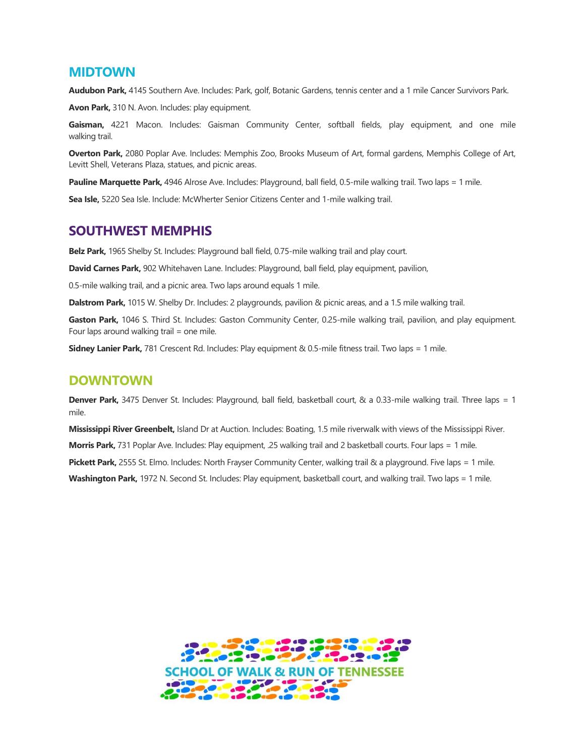## MIDTOWN

**Audubon Park,** 4145 Southern Ave. Includes: Park, golf, Botanic Gardens, tennis center and a 1 mile Cancer Survivors Park.

**Avon Park,** 310 N. Avon. Includes: play equipment.

**Gaisman,** 4221 Macon. Includes: Gaisman Community Center, softball fields, play equipment, and one mile walking trail.

**Overton Park,** 2080 Poplar Ave. Includes: Memphis Zoo, Brooks Museum of Art, formal gardens, Memphis College of Art, Levitt Shell, Veterans Plaza, statues, and picnic areas.

**Pauline Marquette Park,** 4946 Alrose Ave. Includes: Playground, ball field, 0.5-mile walking trail. Two laps = 1 mile.

**Sea Isle,** 5220 Sea Isle. Include: McWherter Senior Citizens Center and 1-mile walking trail.

## SOUTHWEST MEMPHIS

**Belz Park,** 1965 Shelby St. Includes: Playground ball field, 0.75-mile walking trail and play court.

**David Carnes Park,** 902 Whitehaven Lane. Includes: Playground, ball field, play equipment, pavilion,

0.5-mile walking trail, and a picnic area. Two laps around equals 1 mile.

**Dalstrom Park,** 1015 W. Shelby Dr. Includes: 2 playgrounds, pavilion & picnic areas, and a 1.5 mile walking trail.

**Gaston Park,** 1046 S. Third St. Includes: Gaston Community Center, 0.25-mile walking trail, pavilion, and play equipment. Four laps around walking trail = one mile.

**Sidney Lanier Park,** 781 Crescent Rd. Includes: Play equipment & 0.5-mile fitness trail. Two laps = 1 mile.

## DOWNTOWN

**Denver Park,** 3475 Denver St. Includes: Playground, ball field, basketball court, & a 0.33-mile walking trail. Three laps = 1 mile.

**Mississippi River Greenbelt,** Island Dr at Auction. Includes: Boating, 1.5 mile riverwalk with views of the Mississippi River.

**Morris Park,** 731 Poplar Ave. Includes: Play equipment, .25 walking trail and 2 basketball courts. Four laps = 1 mile.

**Pickett Park,** 2555 St. Elmo. Includes: North Frayser Community Center, walking trail & a playground. Five laps = 1 mile.

**Washington Park,** 1972 N. Second St. Includes: Play equipment, basketball court, and walking trail. Two laps = 1 mile.

SCHOOL OF WALK & RUN OF TENNESSEE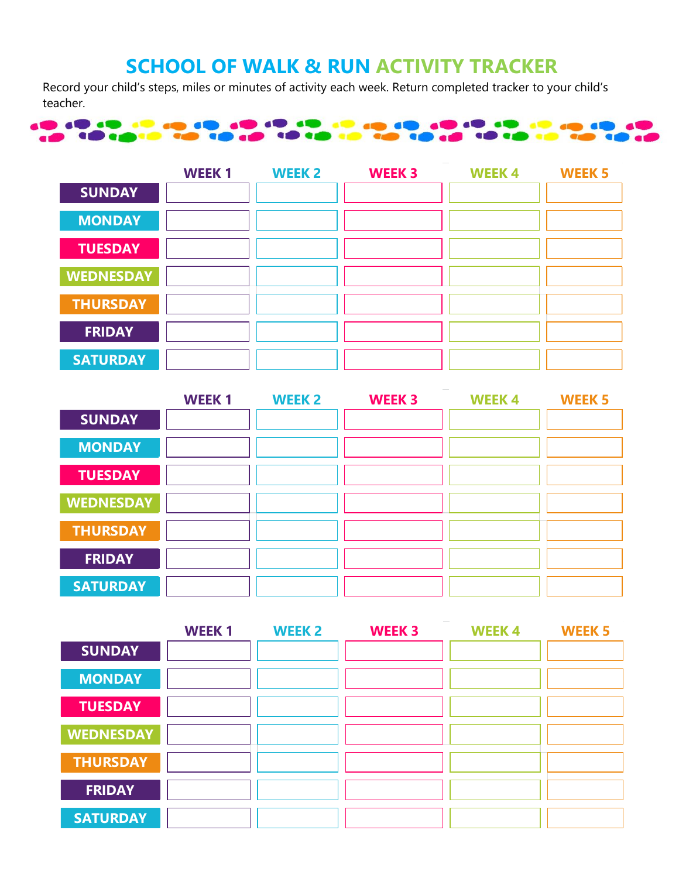# SCHOOL OF WALK & RUN ACTIVITY TRACKER

Record your child's steps, miles or minutes of activity each week. Return completed tracker to your child's teacher.

| | WEEK 1 | WEEK 2 | WEEK 3 | WEEK 4 | WEEK 5 |
|---|---|---|---|---|---|
| SUNDAY | | | | | |
| MONDAY | | | | | |
| TUESDAY | | | | | |
| WEDNESDAY | | | | | |
| THURSDAY | | | | | |
| FRIDAY | | | | | |
| SATURDAY | | | | | |

| | WEEK 1 | WEEK 2 | WEEK 3 | WEEK 4 | WEEK 5 |
|---|---|---|---|---|---|
| SUNDAY | | | | | |
| MONDAY | | | | | |
| TUESDAY | | | | | |
| WEDNESDAY | | | | | |
| THURSDAY | | | | | |
| FRIDAY | | | | | |
| SATURDAY | | | | | |

| | WEEK 1 | WEEK 2 | WEEK 3 | WEEK 4 | WEEK 5 |
|---|---|---|---|---|---|
| SUNDAY | | | | | |
| MONDAY | | | | | |
| TUESDAY | | | | | |
| WEDNESDAY | | | | | |
| THURSDAY | | | | | |
| FRIDAY | | | | | |
| SATURDAY | | | | | |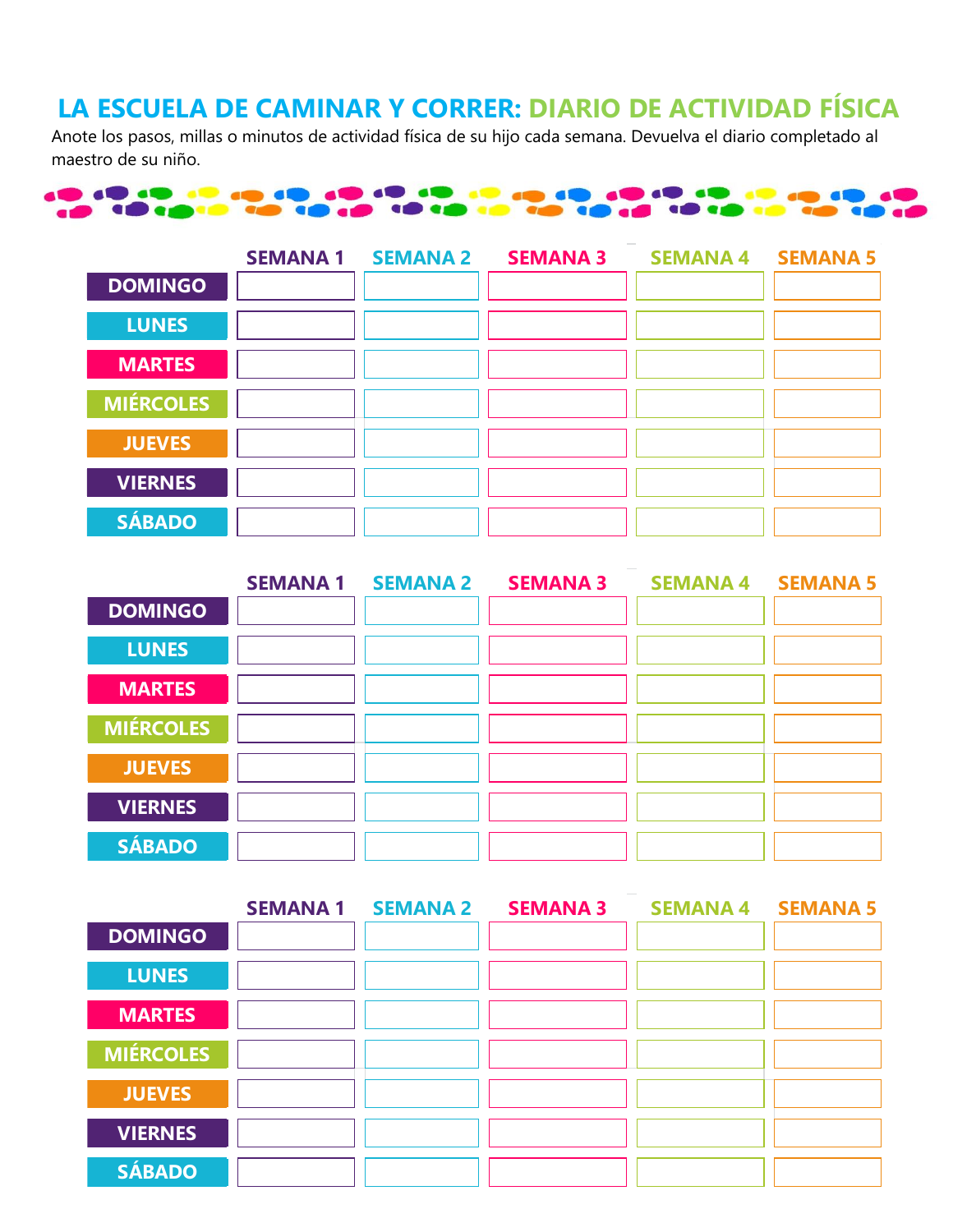# LA ESCUELA DE CAMINAR Y CORRER: DIARIO DE ACTIVIDAD FÍSICA

Anote los pasos, millas o minutos de actividad física de su hijo cada semana. Devuelva el diario completado al maestro de su niño.

| | SEMANA 1 | SEMANA 2 | SEMANA 3 | SEMANA 4 | SEMANA 5 |
|---|---|---|---|---|---|
| DOMINGO | | | | | |
| LUNES | | | | | |
| MARTES | | | | | |
| MIÉRCOLES | | | | | |
| JUEVES | | | | | |
| VIERNES | | | | | |
| SÁBADO | | | | | |

| | SEMANA 1 | SEMANA 2 | SEMANA 3 | SEMANA 4 | SEMANA 5 |
|---|---|---|---|---|---|
| DOMINGO | | | | | |
| LUNES | | | | | |
| MARTES | | | | | |
| MIÉRCOLES | | | | | |
| JUEVES | | | | | |
| VIERNES | | | | | |
| SÁBADO | | | | | |

| | SEMANA 1 | SEMANA 2 | SEMANA 3 | SEMANA 4 | SEMANA 5 |
|---|---|---|---|---|---|
| DOMINGO | | | | | |
| LUNES | | | | | |
| MARTES | | | | | |
| MIÉRCOLES | | | | | |
| JUEVES | | | | | |
| VIERNES | | | | | |
| SÁBADO | | | | | |